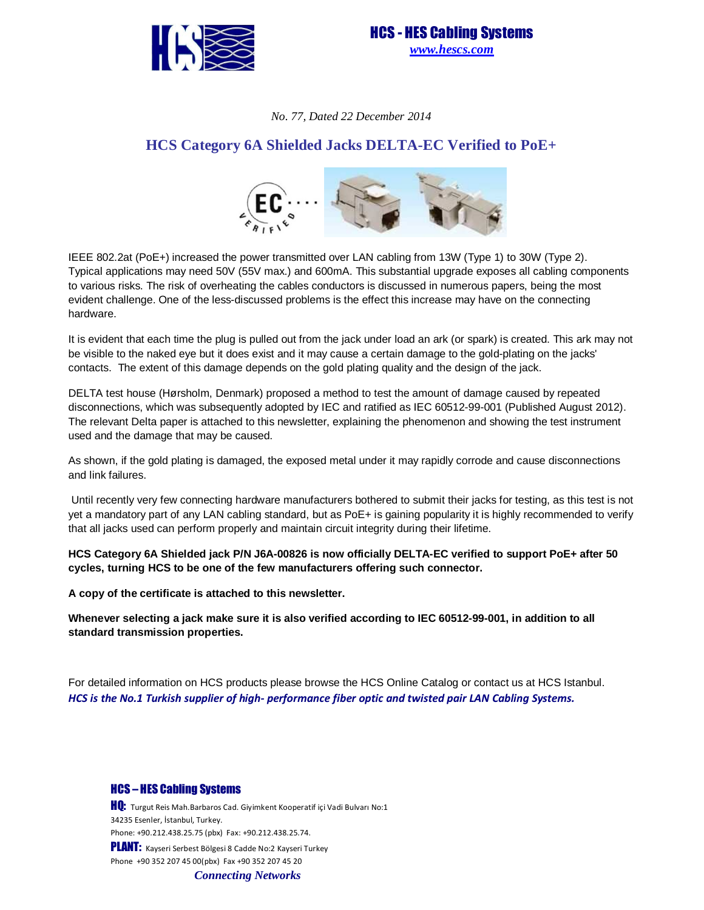HCS - HES Cabling Systems
*www.hescs.com*

*No. 77, Dated 22 December 2014*

# HCS Category 6A Shielded Jacks DELTA-EC Verified to PoE+

IEEE 802.2at (PoE+) increased the power transmitted over LAN cabling from 13W (Type 1) to 30W (Type 2). Typical applications may need 50V (55V max.) and 600mA. This substantial upgrade exposes all cabling components to various risks. The risk of overheating the cables conductors is discussed in numerous papers, being the most evident challenge. One of the less-discussed problems is the effect this increase may have on the connecting hardware.

It is evident that each time the plug is pulled out from the jack under load an ark (or spark) is created. This ark may not be visible to the naked eye but it does exist and it may cause a certain damage to the gold-plating on the jacks' contacts. The extent of this damage depends on the gold plating quality and the design of the jack.

DELTA test house (Hørsholm, Denmark) proposed a method to test the amount of damage caused by repeated disconnections, which was subsequently adopted by IEC and ratified as IEC 60512-99-001 (Published August 2012). The relevant Delta paper is attached to this newsletter, explaining the phenomenon and showing the test instrument used and the damage that may be caused.

As shown, if the gold plating is damaged, the exposed metal under it may rapidly corrode and cause disconnections and link failures.

Until recently very few connecting hardware manufacturers bothered to submit their jacks for testing, as this test is not yet a mandatory part of any LAN cabling standard, but as PoE+ is gaining popularity it is highly recommended to verify that all jacks used can perform properly and maintain circuit integrity during their lifetime.

**HCS Category 6A Shielded jack P/N J6A-00826 is now officially DELTA-EC verified to support PoE+ after 50 cycles, turning HCS to be one of the few manufacturers offering such connector.**

**A copy of the certificate is attached to this newsletter.**

**Whenever selecting a jack make sure it is also verified according to IEC 60512-99-001, in addition to all standard transmission properties.**

For detailed information on HCS products please browse the HCS Online Catalog or contact us at HCS Istanbul.
***HCS is the No.1 Turkish supplier of high- performance fiber optic and twisted pair LAN Cabling Systems.***

**HCS – HES Cabling Systems**

**HQ:** Turgut Reis Mah.Barbaros Cad. Giyimkent Kooperatif içi Vadi Bulvarı No:1
34235 Esenler, İstanbul, Turkey.
Phone: +90.212.438.25.75 (pbx) Fax: +90.212.438.25.74.

**PLANT:** Kayseri Serbest Bölgesi 8 Cadde No:2 Kayseri Turkey
Phone +90 352 207 45 00(pbx) Fax +90 352 207 45 20

*Connecting Networks*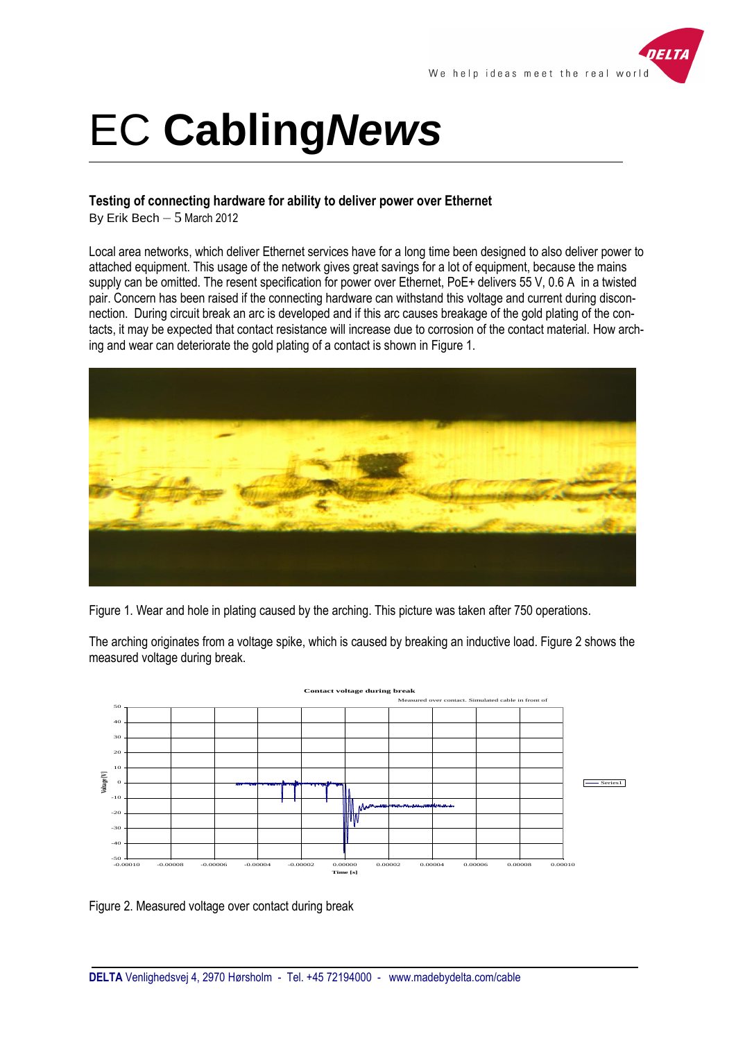# EC Cabling*News*

### Testing of connecting hardware for ability to deliver power over Ethernet

By Erik Bech – 5 March 2012

Local area networks, which deliver Ethernet services have for a long time been designed to also deliver power to attached equipment. This usage of the network gives great savings for a lot of equipment, because the mains supply can be omitted. The resent specification for power over Ethernet, PoE+ delivers 55 V, 0.6 A in a twisted pair. Concern has been raised if the connecting hardware can withstand this voltage and current during disconnection. During circuit break an arc is developed and if this arc causes breakage of the gold plating of the contacts, it may be expected that contact resistance will increase due to corrosion of the contact material. How arching and wear can deteriorate the gold plating of a contact is shown in Figure 1.

Figure 1. Wear and hole in plating caused by the arching. This picture was taken after 750 operations.

The arching originates from a voltage spike, which is caused by breaking an inductive load. Figure 2 shows the measured voltage during break.

Figure 2. Measured voltage over contact during break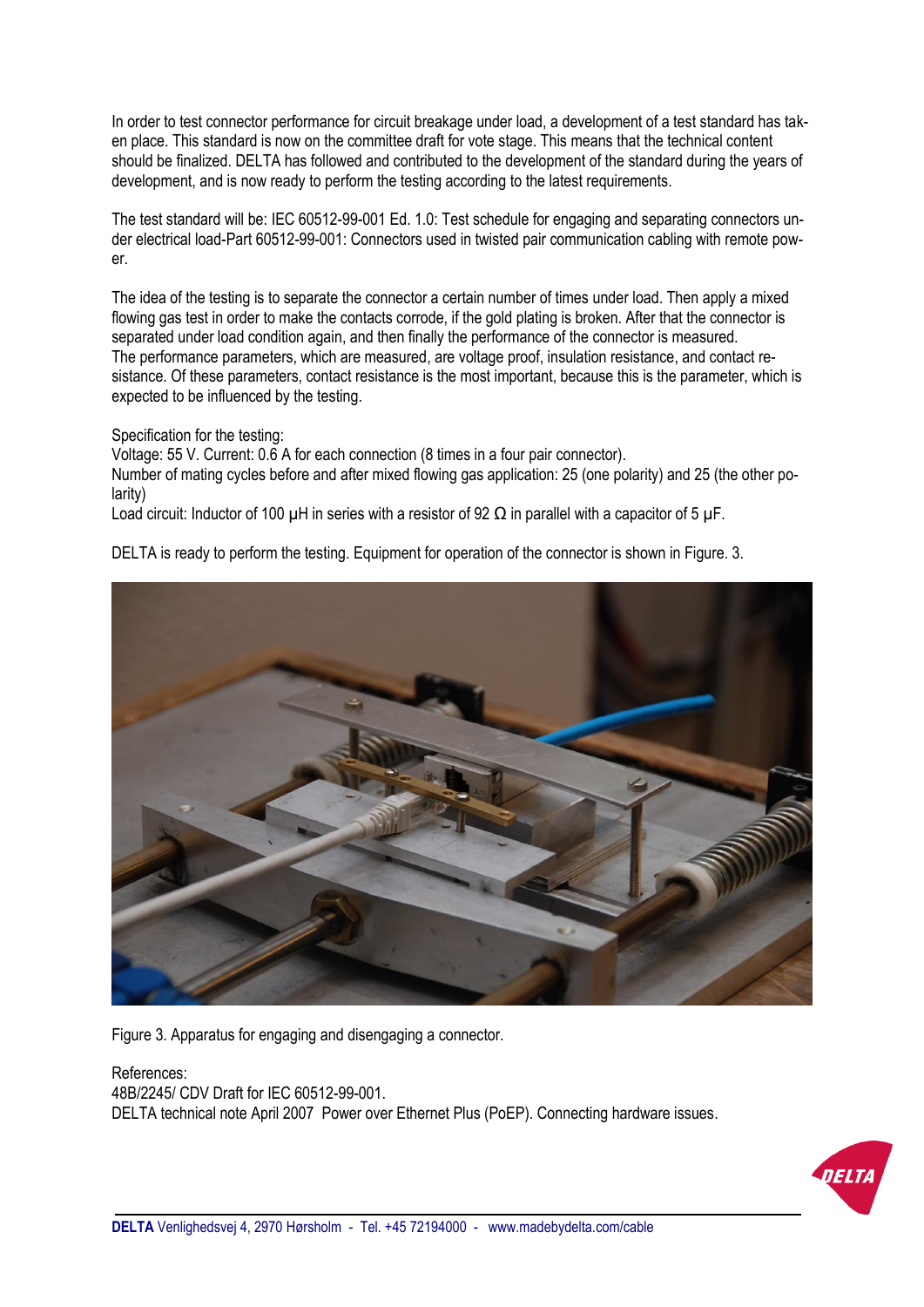In order to test connector performance for circuit breakage under load, a development of a test standard has taken place. This standard is now on the committee draft for vote stage. This means that the technical content should be finalized. DELTA has followed and contributed to the development of the standard during the years of development, and is now ready to perform the testing according to the latest requirements.

The test standard will be: IEC 60512-99-001 Ed. 1.0: Test schedule for engaging and separating connectors under electrical load-Part 60512-99-001: Connectors used in twisted pair communication cabling with remote power.

The idea of the testing is to separate the connector a certain number of times under load. Then apply a mixed flowing gas test in order to make the contacts corrode, if the gold plating is broken. After that the connector is separated under load condition again, and then finally the performance of the connector is measured.
The performance parameters, which are measured, are voltage proof, insulation resistance, and contact resistance. Of these parameters, contact resistance is the most important, because this is the parameter, which is expected to be influenced by the testing.

Specification for the testing:
Voltage: 55 V. Current: 0.6 A for each connection (8 times in a four pair connector).
Number of mating cycles before and after mixed flowing gas application: 25 (one polarity) and 25 (the other polarity)
Load circuit: Inductor of 100 µH in series with a resistor of 92 Ω in parallel with a capacitor of 5 µF.

DELTA is ready to perform the testing. Equipment for operation of the connector is shown in Figure. 3.

Figure 3. Apparatus for engaging and disengaging a connector.

References:
48B/2245/ CDV Draft for IEC 60512-99-001.
DELTA technical note April 2007 Power over Ethernet Plus (PoEP). Connecting hardware issues.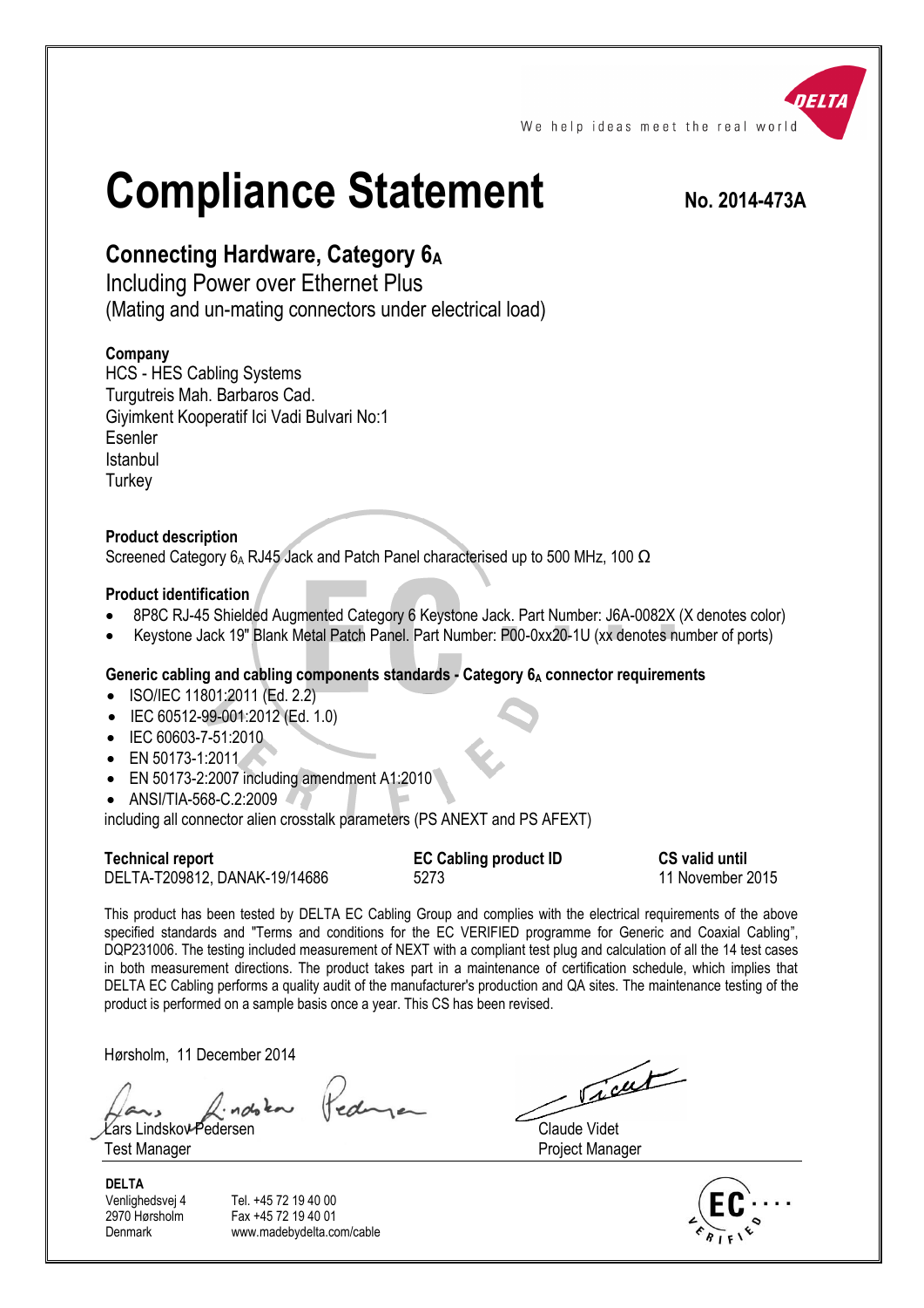We help ideas meet the real world

# Compliance Statement

**No. 2014-473A**

## Connecting Hardware, Category $6_A$

Including Power over Ethernet Plus
(Mating and un-mating connectors under electrical load)

**Company**
HCS - HES Cabling Systems
Turgutreis Mah. Barbaros Cad.
Giyimkent Kooperatif Ici Vadi Bulvari No:1
Esenler
Istanbul
Turkey

**Product description**
Screened Category $6_A$ RJ45 Jack and Patch Panel characterised up to 500 MHz, 100 Ω

**Product identification**

- 8P8C RJ-45 Shielded Augmented Category 6 Keystone Jack. Part Number: J6A-0082X (X denotes color)
- Keystone Jack 19" Blank Metal Patch Panel. Part Number: P00-0xx20-1U (xx denotes number of ports)

**Generic cabling and cabling components standards - Category $6_A$ connector requirements**

- ISO/IEC 11801:2011 (Ed. 2.2)
- IEC 60512-99-001:2012 (Ed. 1.0)
- IEC 60603-7-51:2010
- EN 50173-1:2011
- EN 50173-2:2007 including amendment A1:2010
- ANSI/TIA-568-C.2:2009

including all connector alien crosstalk parameters (PS ANEXT and PS AFEXT)

| **Technical report** | **EC Cabling product ID** | **CS valid until** |
|---|---|---|
| DELTA-T209812, DANAK-19/14686 | 5273 | 11 November 2015 |

This product has been tested by DELTA EC Cabling Group and complies with the electrical requirements of the above specified standards and "Terms and conditions for the EC VERIFIED programme for Generic and Coaxial Cabling", DQP231006. The testing included measurement of NEXT with a compliant test plug and calculation of all the 14 test cases in both measurement directions. The product takes part in a maintenance of certification schedule, which implies that DELTA EC Cabling performs a quality audit of the manufacturer's production and QA sites. The maintenance testing of the product is performed on a sample basis once a year. This CS has been revised.

Hørsholm, 11 December 2014

Lars Lindskov Pedersen
Test Manager

Claude Videt
Project Manager

**DELTA**
Venlighedsvej 4
2970 Hørsholm
Denmark

Tel. +45 72 19 40 00
Fax +45 72 19 40 01
www.madebydelta.com/cable